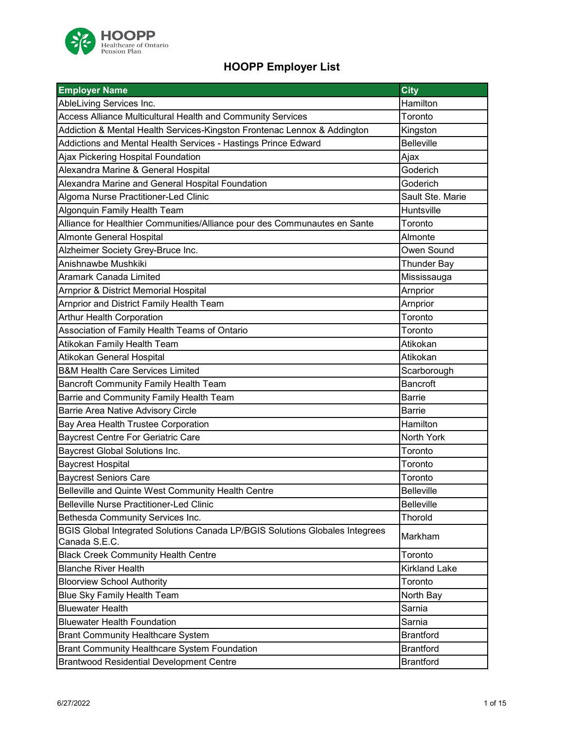# HOOPP Employer List

| Employer Name | City |
|---|---|
| AbleLiving Services Inc. | Hamilton |
| Access Alliance Multicultural Health and Community Services | Toronto |
| Addiction & Mental Health Services-Kingston Frontenac Lennox & Addington | Kingston |
| Addictions and Mental Health Services - Hastings Prince Edward | Belleville |
| Ajax Pickering Hospital Foundation | Ajax |
| Alexandra Marine & General Hospital | Goderich |
| Alexandra Marine and General Hospital Foundation | Goderich |
| Algoma Nurse Practitioner-Led Clinic | Sault Ste. Marie |
| Algonquin Family Health Team | Huntsville |
| Alliance for Healthier Communities/Alliance pour des Communautes en Sante | Toronto |
| Almonte General Hospital | Almonte |
| Alzheimer Society Grey-Bruce Inc. | Owen Sound |
| Anishnawbe Mushkiki | Thunder Bay |
| Aramark Canada Limited | Mississauga |
| Arnprior & District Memorial Hospital | Arnprior |
| Arnprior and District Family Health Team | Arnprior |
| Arthur Health Corporation | Toronto |
| Association of Family Health Teams of Ontario | Toronto |
| Atikokan Family Health Team | Atikokan |
| Atikokan General Hospital | Atikokan |
| B&M Health Care Services Limited | Scarborough |
| Bancroft Community Family Health Team | Bancroft |
| Barrie and Community Family Health Team | Barrie |
| Barrie Area Native Advisory Circle | Barrie |
| Bay Area Health Trustee Corporation | Hamilton |
| Baycrest Centre For Geriatric Care | North York |
| Baycrest Global Solutions Inc. | Toronto |
| Baycrest Hospital | Toronto |
| Baycrest Seniors Care | Toronto |
| Belleville and Quinte West Community Health Centre | Belleville |
| Belleville Nurse Practitioner-Led Clinic | Belleville |
| Bethesda Community Services Inc. | Thorold |
| BGIS Global Integrated Solutions Canada LP/BGIS Solutions Globales Integrees Canada S.E.C. | Markham |
| Black Creek Community Health Centre | Toronto |
| Blanche River Health | Kirkland Lake |
| Bloorview School Authority | Toronto |
| Blue Sky Family Health Team | North Bay |
| Bluewater Health | Sarnia |
| Bluewater Health Foundation | Sarnia |
| Brant Community Healthcare System | Brantford |
| Brant Community Healthcare System Foundation | Brantford |
| Brantwood Residential Development Centre | Brantford |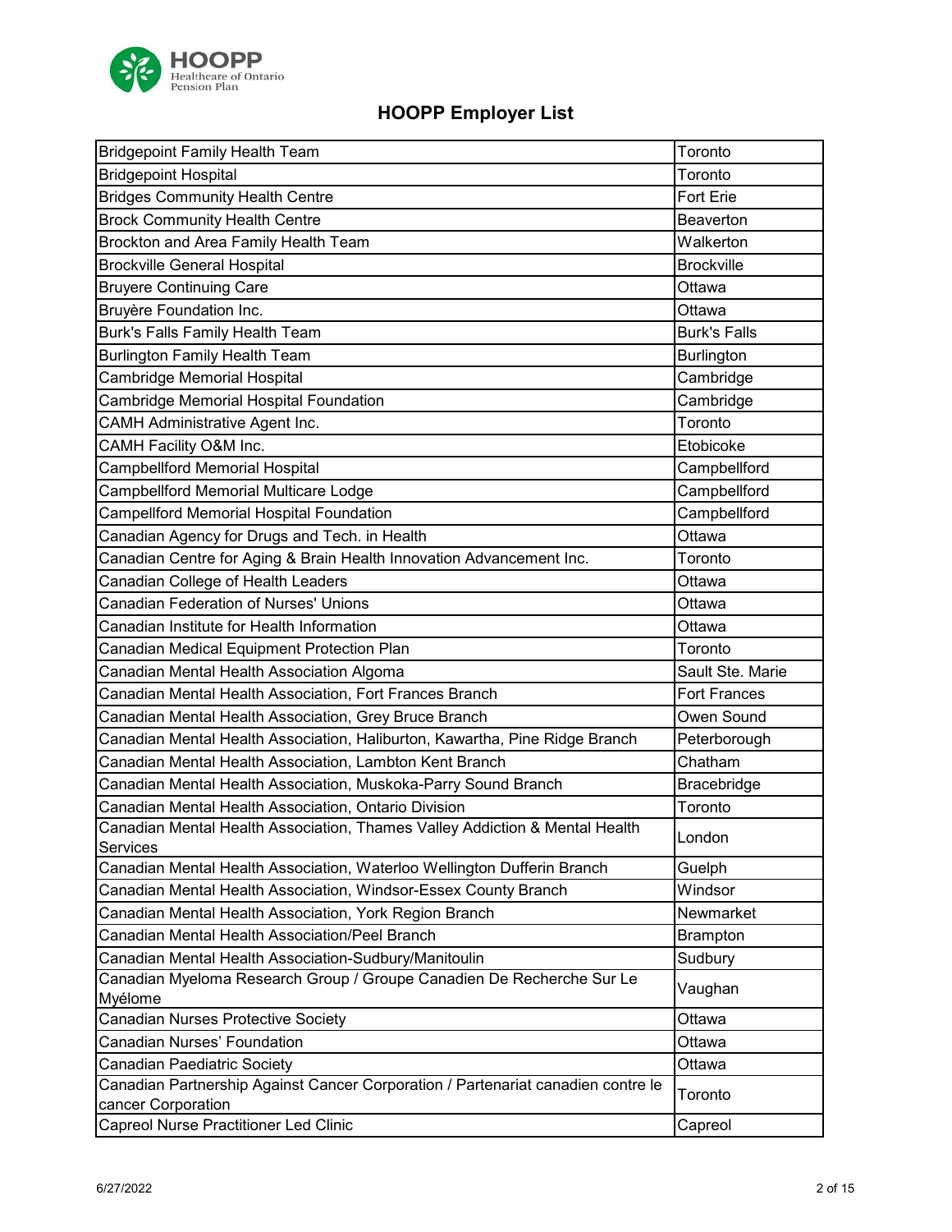# HOOPP Employer List

| | |
|---|---|
| Bridgepoint Family Health Team | Toronto |
| Bridgepoint Hospital | Toronto |
| Bridges Community Health Centre | Fort Erie |
| Brock Community Health Centre | Beaverton |
| Brockton and Area Family Health Team | Walkerton |
| Brockville General Hospital | Brockville |
| Bruyere Continuing Care | Ottawa |
| Bruyère Foundation Inc. | Ottawa |
| Burk's Falls Family Health Team | Burk's Falls |
| Burlington Family Health Team | Burlington |
| Cambridge Memorial Hospital | Cambridge |
| Cambridge Memorial Hospital Foundation | Cambridge |
| CAMH Administrative Agent Inc. | Toronto |
| CAMH Facility O&M Inc. | Etobicoke |
| Campbellford Memorial Hospital | Campbellford |
| Campbellford Memorial Multicare Lodge | Campbellford |
| Campellford Memorial Hospital Foundation | Campbellford |
| Canadian Agency for Drugs and Tech. in Health | Ottawa |
| Canadian Centre for Aging & Brain Health Innovation Advancement Inc. | Toronto |
| Canadian College of Health Leaders | Ottawa |
| Canadian Federation of Nurses' Unions | Ottawa |
| Canadian Institute for Health Information | Ottawa |
| Canadian Medical Equipment Protection Plan | Toronto |
| Canadian Mental Health Association Algoma | Sault Ste. Marie |
| Canadian Mental Health Association, Fort Frances Branch | Fort Frances |
| Canadian Mental Health Association, Grey Bruce Branch | Owen Sound |
| Canadian Mental Health Association, Haliburton, Kawartha, Pine Ridge Branch | Peterborough |
| Canadian Mental Health Association, Lambton Kent Branch | Chatham |
| Canadian Mental Health Association, Muskoka-Parry Sound Branch | Bracebridge |
| Canadian Mental Health Association, Ontario Division | Toronto |
| Canadian Mental Health Association, Thames Valley Addiction & Mental Health Services | London |
| Canadian Mental Health Association, Waterloo Wellington Dufferin Branch | Guelph |
| Canadian Mental Health Association, Windsor-Essex County Branch | Windsor |
| Canadian Mental Health Association, York Region Branch | Newmarket |
| Canadian Mental Health Association/Peel Branch | Brampton |
| Canadian Mental Health Association-Sudbury/Manitoulin | Sudbury |
| Canadian Myeloma Research Group / Groupe Canadien De Recherche Sur Le Myélome | Vaughan |
| Canadian Nurses Protective Society | Ottawa |
| Canadian Nurses' Foundation | Ottawa |
| Canadian Paediatric Society | Ottawa |
| Canadian Partnership Against Cancer Corporation / Partenariat canadien contre le cancer Corporation | Toronto |
| Capreol Nurse Practitioner Led Clinic | Capreol |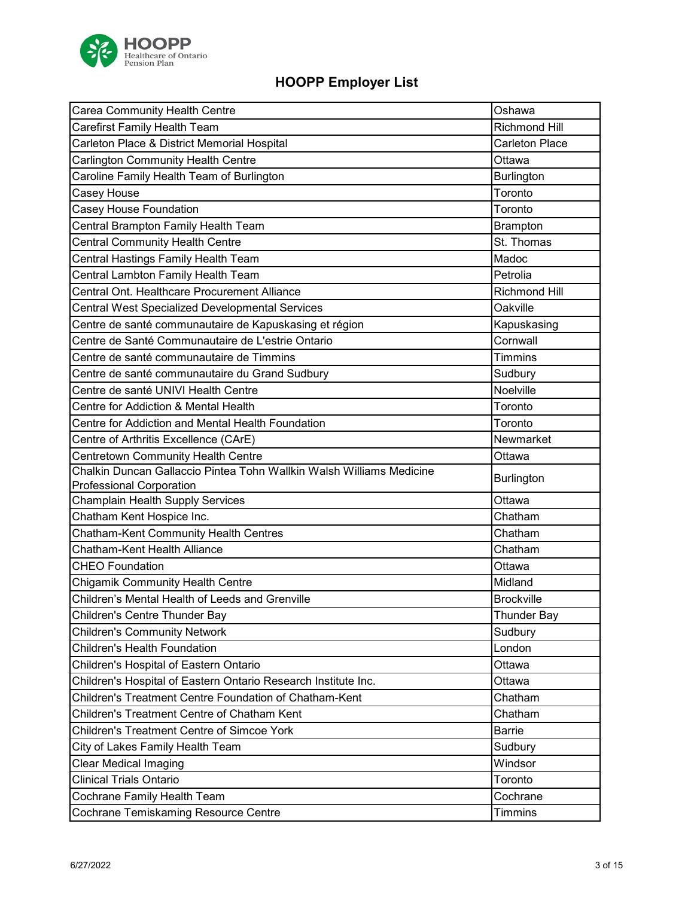# HOOPP Employer List

| Employer | City |
|---|---|
| Carea Community Health Centre | Oshawa |
| Carefirst Family Health Team | Richmond Hill |
| Carleton Place & District Memorial Hospital | Carleton Place |
| Carlington Community Health Centre | Ottawa |
| Caroline Family Health Team of Burlington | Burlington |
| Casey House | Toronto |
| Casey House Foundation | Toronto |
| Central Brampton Family Health Team | Brampton |
| Central Community Health Centre | St. Thomas |
| Central Hastings Family Health Team | Madoc |
| Central Lambton Family Health Team | Petrolia |
| Central Ont. Healthcare Procurement Alliance | Richmond Hill |
| Central West Specialized Developmental Services | Oakville |
| Centre de santé communautaire de Kapuskasing et région | Kapuskasing |
| Centre de Santé Communautaire de L'estrie Ontario | Cornwall |
| Centre de santé communautaire de Timmins | Timmins |
| Centre de santé communautaire du Grand Sudbury | Sudbury |
| Centre de santé UNIVI Health Centre | Noelville |
| Centre for Addiction & Mental Health | Toronto |
| Centre for Addiction and Mental Health Foundation | Toronto |
| Centre of Arthritis Excellence (CArE) | Newmarket |
| Centretown Community Health Centre | Ottawa |
| Chalkin Duncan Gallaccio Pintea Tohn Wallkin Walsh Williams Medicine Professional Corporation | Burlington |
| Champlain Health Supply Services | Ottawa |
| Chatham Kent Hospice Inc. | Chatham |
| Chatham-Kent Community Health Centres | Chatham |
| Chatham-Kent Health Alliance | Chatham |
| CHEO Foundation | Ottawa |
| Chigamik Community Health Centre | Midland |
| Children's Mental Health of Leeds and Grenville | Brockville |
| Children's Centre Thunder Bay | Thunder Bay |
| Children's Community Network | Sudbury |
| Children's Health Foundation | London |
| Children's Hospital of Eastern Ontario | Ottawa |
| Children's Hospital of Eastern Ontario Research Institute Inc. | Ottawa |
| Children's Treatment Centre Foundation of Chatham-Kent | Chatham |
| Children's Treatment Centre of Chatham Kent | Chatham |
| Children's Treatment Centre of Simcoe York | Barrie |
| City of Lakes Family Health Team | Sudbury |
| Clear Medical Imaging | Windsor |
| Clinical Trials Ontario | Toronto |
| Cochrane Family Health Team | Cochrane |
| Cochrane Temiskaming Resource Centre | Timmins |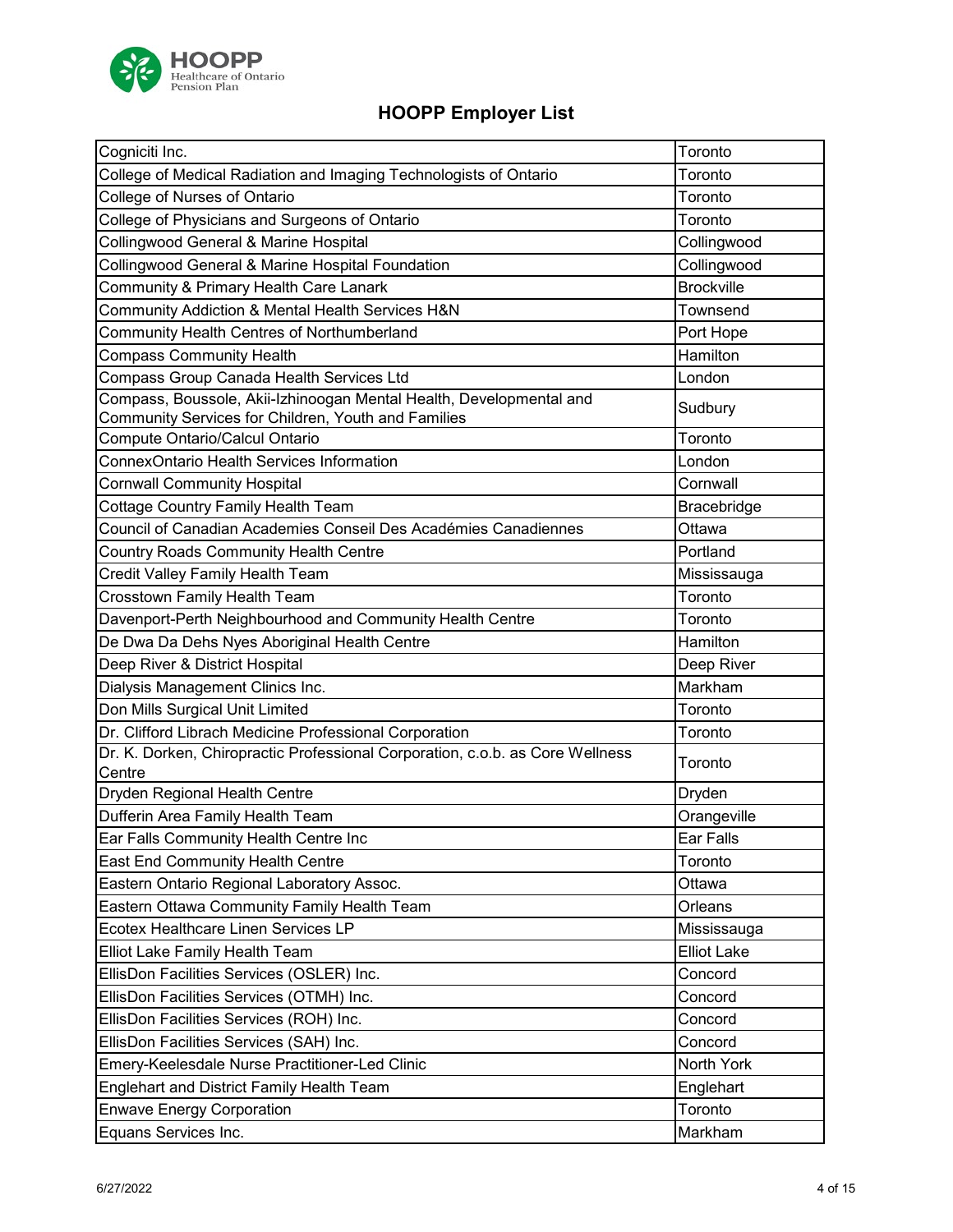# HOOPP Employer List

| Employer | City |
|---|---|
| Cogniciti Inc. | Toronto |
| College of Medical Radiation and Imaging Technologists of Ontario | Toronto |
| College of Nurses of Ontario | Toronto |
| College of Physicians and Surgeons of Ontario | Toronto |
| Collingwood General & Marine Hospital | Collingwood |
| Collingwood General & Marine Hospital Foundation | Collingwood |
| Community & Primary Health Care Lanark | Brockville |
| Community Addiction & Mental Health Services H&N | Townsend |
| Community Health Centres of Northumberland | Port Hope |
| Compass Community Health | Hamilton |
| Compass Group Canada Health Services Ltd | London |
| Compass, Boussole, Akii-Izhinoogan Mental Health, Developmental and Community Services for Children, Youth and Families | Sudbury |
| Compute Ontario/Calcul Ontario | Toronto |
| ConnexOntario Health Services Information | London |
| Cornwall Community Hospital | Cornwall |
| Cottage Country Family Health Team | Bracebridge |
| Council of Canadian Academies Conseil Des Académies Canadiennes | Ottawa |
| Country Roads Community Health Centre | Portland |
| Credit Valley Family Health Team | Mississauga |
| Crosstown Family Health Team | Toronto |
| Davenport-Perth Neighbourhood and Community Health Centre | Toronto |
| De Dwa Da Dehs Nyes Aboriginal Health Centre | Hamilton |
| Deep River & District Hospital | Deep River |
| Dialysis Management Clinics Inc. | Markham |
| Don Mills Surgical Unit Limited | Toronto |
| Dr. Clifford Librach Medicine Professional Corporation | Toronto |
| Dr. K. Dorken, Chiropractic Professional Corporation, c.o.b. as Core Wellness Centre | Toronto |
| Dryden Regional Health Centre | Dryden |
| Dufferin Area Family Health Team | Orangeville |
| Ear Falls Community Health Centre Inc | Ear Falls |
| East End Community Health Centre | Toronto |
| Eastern Ontario Regional Laboratory Assoc. | Ottawa |
| Eastern Ottawa Community Family Health Team | Orleans |
| Ecotex Healthcare Linen Services LP | Mississauga |
| Elliot Lake Family Health Team | Elliot Lake |
| EllisDon Facilities Services (OSLER) Inc. | Concord |
| EllisDon Facilities Services (OTMH) Inc. | Concord |
| EllisDon Facilities Services (ROH) Inc. | Concord |
| EllisDon Facilities Services (SAH) Inc. | Concord |
| Emery-Keelesdale Nurse Practitioner-Led Clinic | North York |
| Englehart and District Family Health Team | Englehart |
| Enwave Energy Corporation | Toronto |
| Equans Services Inc. | Markham |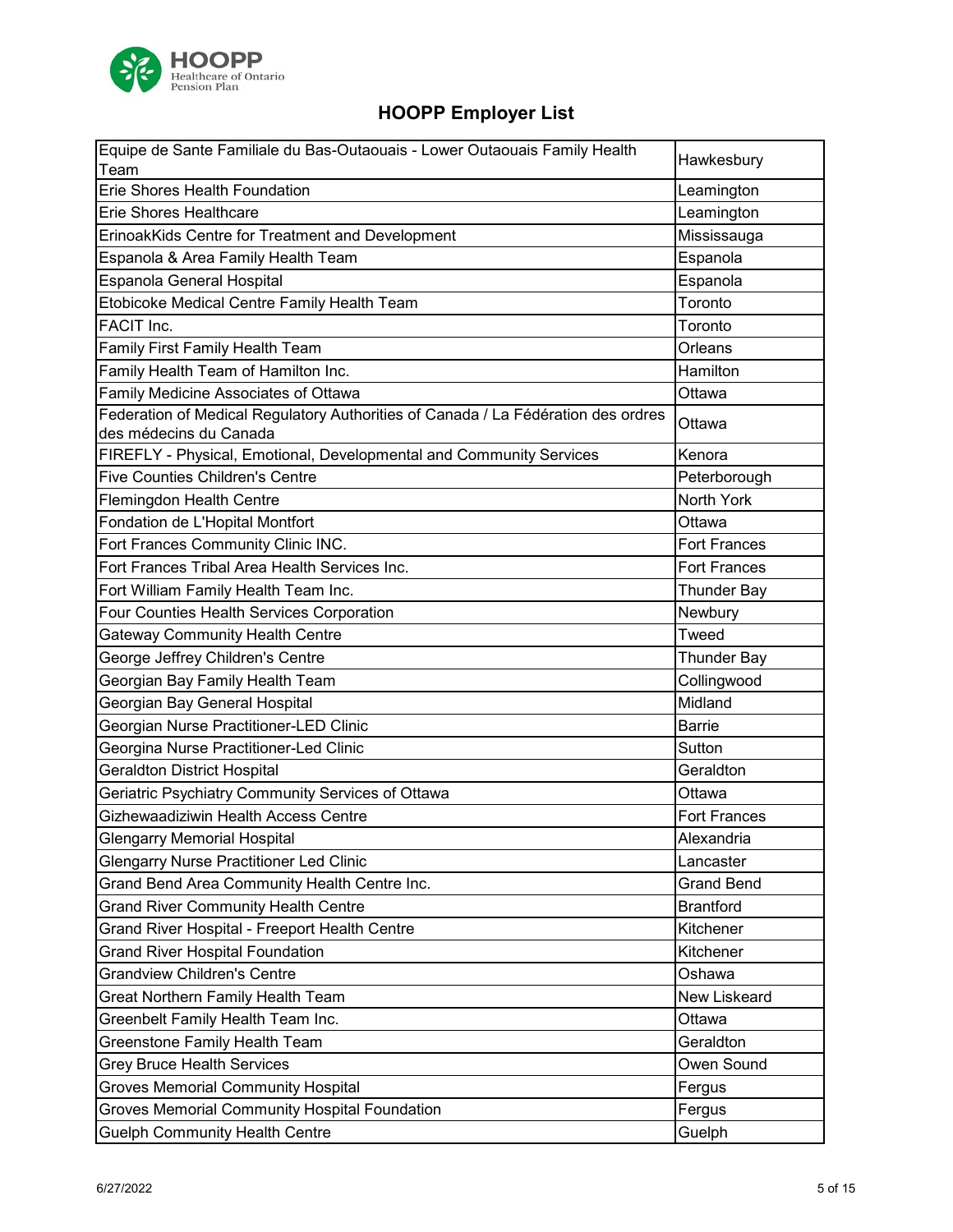# HOOPP Employer List

| | |
|---|---|
| Equipe de Sante Familiale du Bas-Outaouais - Lower Outaouais Family Health Team | Hawkesbury |
| Erie Shores Health Foundation | Leamington |
| Erie Shores Healthcare | Leamington |
| ErinoakKids Centre for Treatment and Development | Mississauga |
| Espanola & Area Family Health Team | Espanola |
| Espanola General Hospital | Espanola |
| Etobicoke Medical Centre Family Health Team | Toronto |
| FACIT Inc. | Toronto |
| Family First Family Health Team | Orleans |
| Family Health Team of Hamilton Inc. | Hamilton |
| Family Medicine Associates of Ottawa | Ottawa |
| Federation of Medical Regulatory Authorities of Canada / La Fédération des ordres des médecins du Canada | Ottawa |
| FIREFLY - Physical, Emotional, Developmental and Community Services | Kenora |
| Five Counties Children's Centre | Peterborough |
| Flemingdon Health Centre | North York |
| Fondation de L'Hopital Montfort | Ottawa |
| Fort Frances Community Clinic INC. | Fort Frances |
| Fort Frances Tribal Area Health Services Inc. | Fort Frances |
| Fort William Family Health Team Inc. | Thunder Bay |
| Four Counties Health Services Corporation | Newbury |
| Gateway Community Health Centre | Tweed |
| George Jeffrey Children's Centre | Thunder Bay |
| Georgian Bay Family Health Team | Collingwood |
| Georgian Bay General Hospital | Midland |
| Georgian Nurse Practitioner-LED Clinic | Barrie |
| Georgina Nurse Practitioner-Led Clinic | Sutton |
| Geraldton District Hospital | Geraldton |
| Geriatric Psychiatry Community Services of Ottawa | Ottawa |
| Gizhewaadiziwin Health Access Centre | Fort Frances |
| Glengarry Memorial Hospital | Alexandria |
| Glengarry Nurse Practitioner Led Clinic | Lancaster |
| Grand Bend Area Community Health Centre Inc. | Grand Bend |
| Grand River Community Health Centre | Brantford |
| Grand River Hospital - Freeport Health Centre | Kitchener |
| Grand River Hospital Foundation | Kitchener |
| Grandview Children's Centre | Oshawa |
| Great Northern Family Health Team | New Liskeard |
| Greenbelt Family Health Team Inc. | Ottawa |
| Greenstone Family Health Team | Geraldton |
| Grey Bruce Health Services | Owen Sound |
| Groves Memorial Community Hospital | Fergus |
| Groves Memorial Community Hospital Foundation | Fergus |
| Guelph Community Health Centre | Guelph |

6/27/2022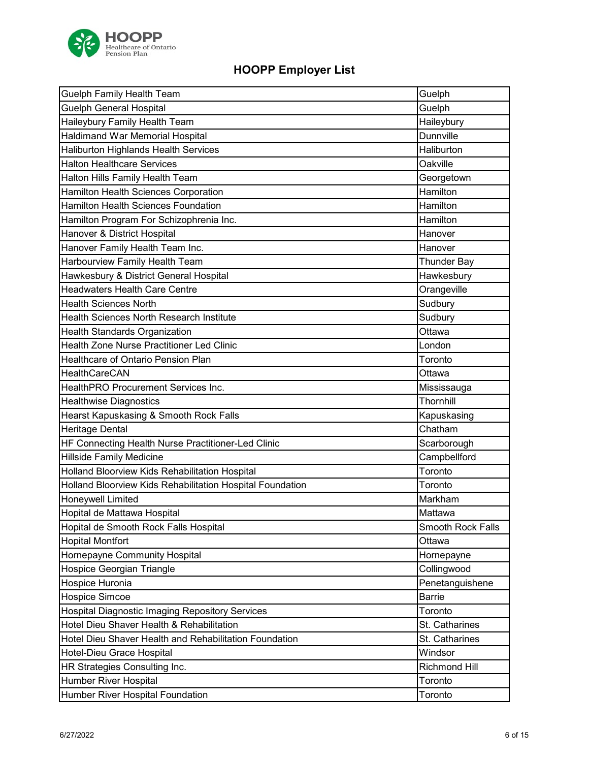# HOOPP Employer List

| | |
|---|---|
| Guelph Family Health Team | Guelph |
| Guelph General Hospital | Guelph |
| Haileybury Family Health Team | Haileybury |
| Haldimand War Memorial Hospital | Dunnville |
| Haliburton Highlands Health Services | Haliburton |
| Halton Healthcare Services | Oakville |
| Halton Hills Family Health Team | Georgetown |
| Hamilton Health Sciences Corporation | Hamilton |
| Hamilton Health Sciences Foundation | Hamilton |
| Hamilton Program For Schizophrenia Inc. | Hamilton |
| Hanover & District Hospital | Hanover |
| Hanover Family Health Team Inc. | Hanover |
| Harbourview Family Health Team | Thunder Bay |
| Hawkesbury & District General Hospital | Hawkesbury |
| Headwaters Health Care Centre | Orangeville |
| Health Sciences North | Sudbury |
| Health Sciences North Research Institute | Sudbury |
| Health Standards Organization | Ottawa |
| Health Zone Nurse Practitioner Led Clinic | London |
| Healthcare of Ontario Pension Plan | Toronto |
| HealthCareCAN | Ottawa |
| HealthPRO Procurement Services Inc. | Mississauga |
| Healthwise Diagnostics | Thornhill |
| Hearst Kapuskasing & Smooth Rock Falls | Kapuskasing |
| Heritage Dental | Chatham |
| HF Connecting Health Nurse Practitioner-Led Clinic | Scarborough |
| Hillside Family Medicine | Campbellford |
| Holland Bloorview Kids Rehabilitation Hospital | Toronto |
| Holland Bloorview Kids Rehabilitation Hospital Foundation | Toronto |
| Honeywell Limited | Markham |
| Hopital de Mattawa Hospital | Mattawa |
| Hopital de Smooth Rock Falls Hospital | Smooth Rock Falls |
| Hopital Montfort | Ottawa |
| Hornepayne Community Hospital | Hornepayne |
| Hospice Georgian Triangle | Collingwood |
| Hospice Huronia | Penetanguishene |
| Hospice Simcoe | Barrie |
| Hospital Diagnostic Imaging Repository Services | Toronto |
| Hotel Dieu Shaver Health & Rehabilitation | St. Catharines |
| Hotel Dieu Shaver Health and Rehabilitation Foundation | St. Catharines |
| Hotel-Dieu Grace Hospital | Windsor |
| HR Strategies Consulting Inc. | Richmond Hill |
| Humber River Hospital | Toronto |
| Humber River Hospital Foundation | Toronto |

6/27/2022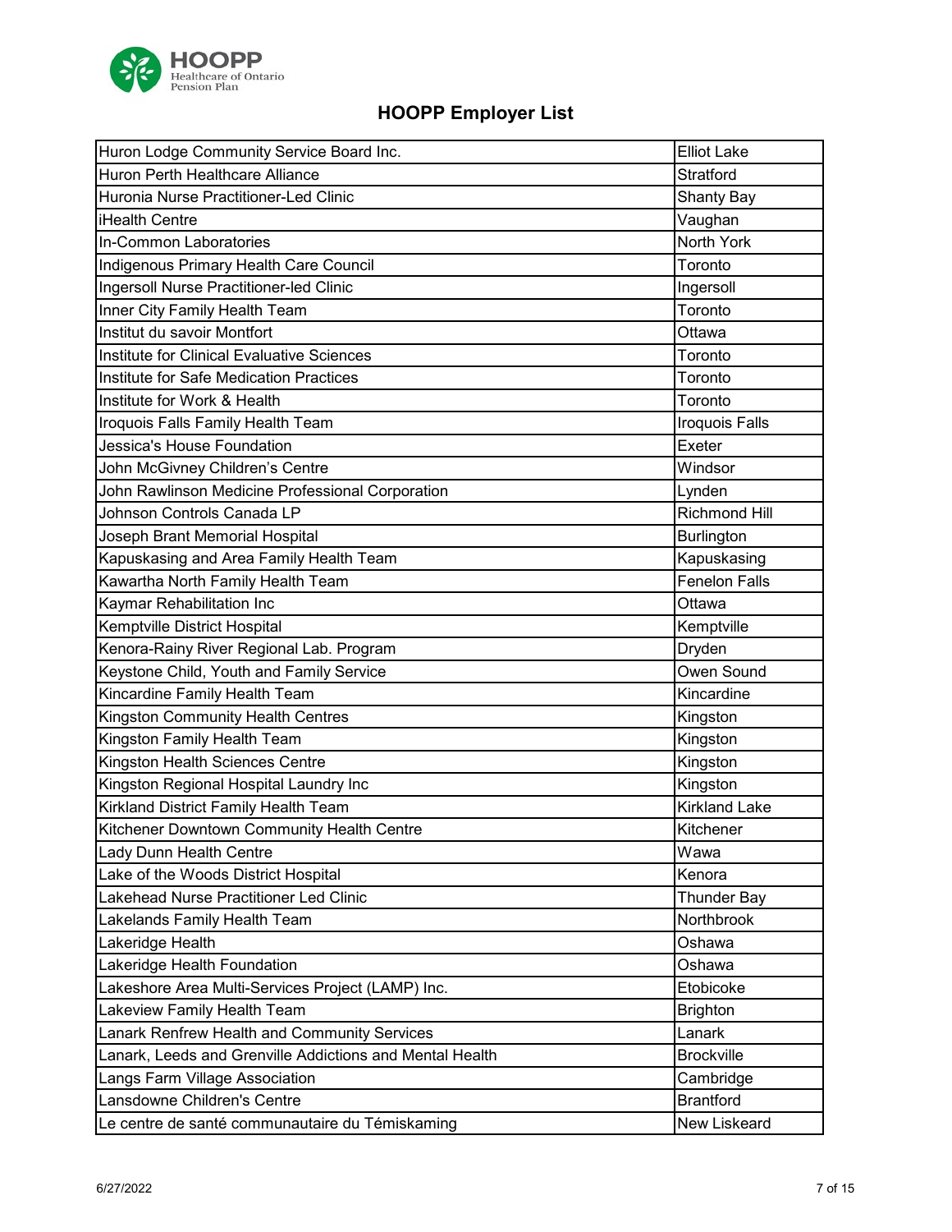# HOOPP Employer List

| | |
|---|---|
| Huron Lodge Community Service Board Inc. | Elliot Lake |
| Huron Perth Healthcare Alliance | Stratford |
| Huronia Nurse Practitioner-Led Clinic | Shanty Bay |
| iHealth Centre | Vaughan |
| In-Common Laboratories | North York |
| Indigenous Primary Health Care Council | Toronto |
| Ingersoll Nurse Practitioner-led Clinic | Ingersoll |
| Inner City Family Health Team | Toronto |
| Institut du savoir Montfort | Ottawa |
| Institute for Clinical Evaluative Sciences | Toronto |
| Institute for Safe Medication Practices | Toronto |
| Institute for Work & Health | Toronto |
| Iroquois Falls Family Health Team | Iroquois Falls |
| Jessica's House Foundation | Exeter |
| John McGivney Children’s Centre | Windsor |
| John Rawlinson Medicine Professional Corporation | Lynden |
| Johnson Controls Canada LP | Richmond Hill |
| Joseph Brant Memorial Hospital | Burlington |
| Kapuskasing and Area Family Health Team | Kapuskasing |
| Kawartha North Family Health Team | Fenelon Falls |
| Kaymar Rehabilitation Inc | Ottawa |
| Kemptville District Hospital | Kemptville |
| Kenora-Rainy River Regional Lab. Program | Dryden |
| Keystone Child, Youth and Family Service | Owen Sound |
| Kincardine Family Health Team | Kincardine |
| Kingston Community Health Centres | Kingston |
| Kingston Family Health Team | Kingston |
| Kingston Health Sciences Centre | Kingston |
| Kingston Regional Hospital Laundry Inc | Kingston |
| Kirkland District Family Health Team | Kirkland Lake |
| Kitchener Downtown Community Health Centre | Kitchener |
| Lady Dunn Health Centre | Wawa |
| Lake of the Woods District Hospital | Kenora |
| Lakehead Nurse Practitioner Led Clinic | Thunder Bay |
| Lakelands Family Health Team | Northbrook |
| Lakeridge Health | Oshawa |
| Lakeridge Health Foundation | Oshawa |
| Lakeshore Area Multi-Services Project (LAMP) Inc. | Etobicoke |
| Lakeview Family Health Team | Brighton |
| Lanark Renfrew Health and Community Services | Lanark |
| Lanark, Leeds and Grenville Addictions and Mental Health | Brockville |
| Langs Farm Village Association | Cambridge |
| Lansdowne Children's Centre | Brantford |
| Le centre de santé communautaire du Témiskaming | New Liskeard |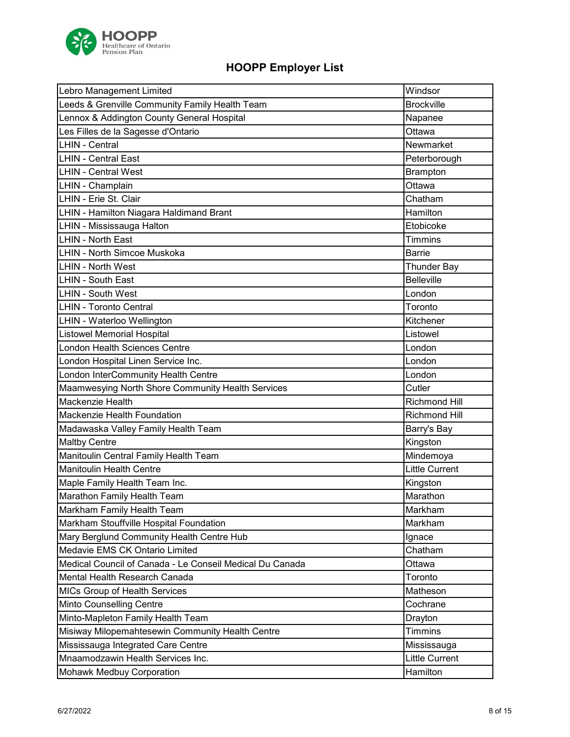# HOOPP Employer List

| | |
|---|---|
| Lebro Management Limited | Windsor |
| Leeds & Grenville Community Family Health Team | Brockville |
| Lennox & Addington County General Hospital | Napanee |
| Les Filles de la Sagesse d'Ontario | Ottawa |
| LHIN - Central | Newmarket |
| LHIN - Central East | Peterborough |
| LHIN - Central West | Brampton |
| LHIN - Champlain | Ottawa |
| LHIN - Erie St. Clair | Chatham |
| LHIN - Hamilton Niagara Haldimand Brant | Hamilton |
| LHIN - Mississauga Halton | Etobicoke |
| LHIN - North East | Timmins |
| LHIN - North Simcoe Muskoka | Barrie |
| LHIN - North West | Thunder Bay |
| LHIN - South East | Belleville |
| LHIN - South West | London |
| LHIN - Toronto Central | Toronto |
| LHIN - Waterloo Wellington | Kitchener |
| Listowel Memorial Hospital | Listowel |
| London Health Sciences Centre | London |
| London Hospital Linen Service Inc. | London |
| London InterCommunity Health Centre | London |
| Maamwesying North Shore Community Health Services | Cutler |
| Mackenzie Health | Richmond Hill |
| Mackenzie Health Foundation | Richmond Hill |
| Madawaska Valley Family Health Team | Barry's Bay |
| Maltby Centre | Kingston |
| Manitoulin Central Family Health Team | Mindemoya |
| Manitoulin Health Centre | Little Current |
| Maple Family Health Team Inc. | Kingston |
| Marathon Family Health Team | Marathon |
| Markham Family Health Team | Markham |
| Markham Stouffville Hospital Foundation | Markham |
| Mary Berglund Community Health Centre Hub | Ignace |
| Medavie EMS CK Ontario Limited | Chatham |
| Medical Council of Canada - Le Conseil Medical Du Canada | Ottawa |
| Mental Health Research Canada | Toronto |
| MICs Group of Health Services | Matheson |
| Minto Counselling Centre | Cochrane |
| Minto-Mapleton Family Health Team | Drayton |
| Misiway Milopemahtesewin Community Health Centre | Timmins |
| Mississauga Integrated Care Centre | Mississauga |
| Mnaamodzawin Health Services Inc. | Little Current |
| Mohawk Medbuy Corporation | Hamilton |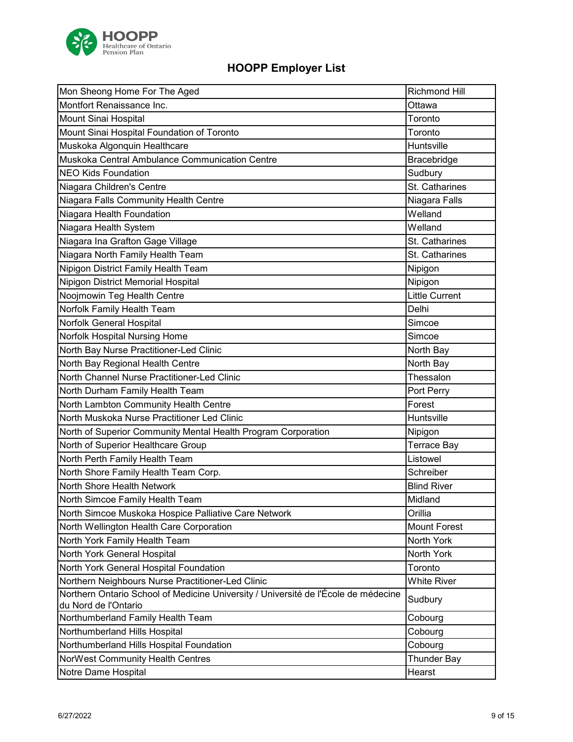# HOOPP Employer List

| | |
|---|---|
| Mon Sheong Home For The Aged | Richmond Hill |
| Montfort Renaissance Inc. | Ottawa |
| Mount Sinai Hospital | Toronto |
| Mount Sinai Hospital Foundation of Toronto | Toronto |
| Muskoka Algonquin Healthcare | Huntsville |
| Muskoka Central Ambulance Communication Centre | Bracebridge |
| NEO Kids Foundation | Sudbury |
| Niagara Children's Centre | St. Catharines |
| Niagara Falls Community Health Centre | Niagara Falls |
| Niagara Health Foundation | Welland |
| Niagara Health System | Welland |
| Niagara Ina Grafton Gage Village | St. Catharines |
| Niagara North Family Health Team | St. Catharines |
| Nipigon District Family Health Team | Nipigon |
| Nipigon District Memorial Hospital | Nipigon |
| Noojmowin Teg Health Centre | Little Current |
| Norfolk Family Health Team | Delhi |
| Norfolk General Hospital | Simcoe |
| Norfolk Hospital Nursing Home | Simcoe |
| North Bay Nurse Practitioner-Led Clinic | North Bay |
| North Bay Regional Health Centre | North Bay |
| North Channel Nurse Practitioner-Led Clinic | Thessalon |
| North Durham Family Health Team | Port Perry |
| North Lambton Community Health Centre | Forest |
| North Muskoka Nurse Practitioner Led Clinic | Huntsville |
| North of Superior Community Mental Health Program Corporation | Nipigon |
| North of Superior Healthcare Group | Terrace Bay |
| North Perth Family Health Team | Listowel |
| North Shore Family Health Team Corp. | Schreiber |
| North Shore Health Network | Blind River |
| North Simcoe Family Health Team | Midland |
| North Simcoe Muskoka Hospice Palliative Care Network | Orillia |
| North Wellington Health Care Corporation | Mount Forest |
| North York Family Health Team | North York |
| North York General Hospital | North York |
| North York General Hospital Foundation | Toronto |
| Northern Neighbours Nurse Practitioner-Led Clinic | White River |
| Northern Ontario School of Medicine University / Université de l'École de médecine du Nord de l'Ontario | Sudbury |
| Northumberland Family Health Team | Cobourg |
| Northumberland Hills Hospital | Cobourg |
| Northumberland Hills Hospital Foundation | Cobourg |
| NorWest Community Health Centres | Thunder Bay |
| Notre Dame Hospital | Hearst |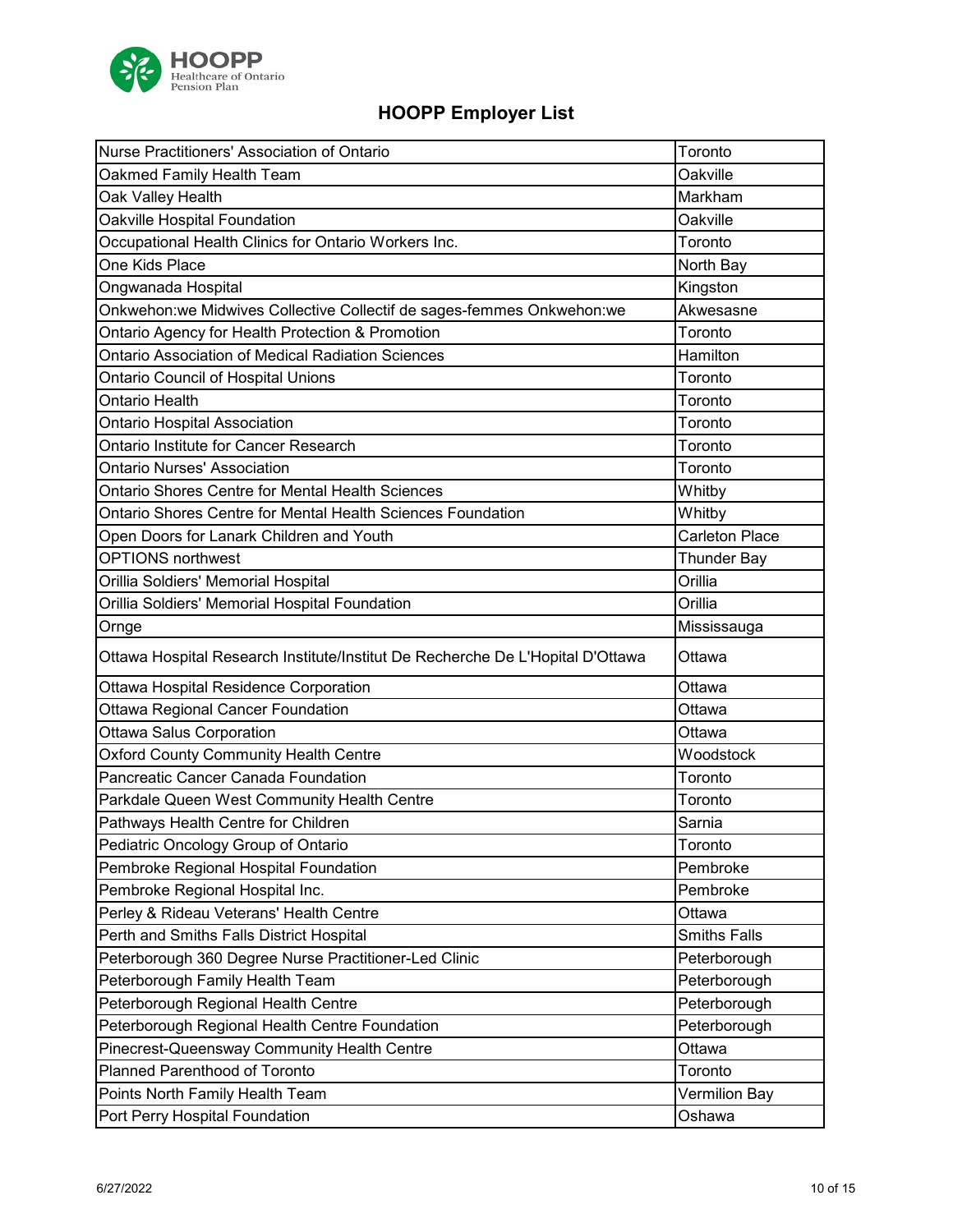# HOOPP Employer List

| | |
|---|---|
| Nurse Practitioners' Association of Ontario | Toronto |
| Oakmed Family Health Team | Oakville |
| Oak Valley Health | Markham |
| Oakville Hospital Foundation | Oakville |
| Occupational Health Clinics for Ontario Workers Inc. | Toronto |
| One Kids Place | North Bay |
| Ongwanada Hospital | Kingston |
| Onkwehon:we Midwives Collective Collectif de sages-femmes Onkwehon:we | Akwesasne |
| Ontario Agency for Health Protection & Promotion | Toronto |
| Ontario Association of Medical Radiation Sciences | Hamilton |
| Ontario Council of Hospital Unions | Toronto |
| Ontario Health | Toronto |
| Ontario Hospital Association | Toronto |
| Ontario Institute for Cancer Research | Toronto |
| Ontario Nurses' Association | Toronto |
| Ontario Shores Centre for Mental Health Sciences | Whitby |
| Ontario Shores Centre for Mental Health Sciences Foundation | Whitby |
| Open Doors for Lanark Children and Youth | Carleton Place |
| OPTIONS northwest | Thunder Bay |
| Orillia Soldiers' Memorial Hospital | Orillia |
| Orillia Soldiers' Memorial Hospital Foundation | Orillia |
| Ornge | Mississauga |
| Ottawa Hospital Research Institute/Institut De Recherche De L'Hopital D'Ottawa | Ottawa |
| Ottawa Hospital Residence Corporation | Ottawa |
| Ottawa Regional Cancer Foundation | Ottawa |
| Ottawa Salus Corporation | Ottawa |
| Oxford County Community Health Centre | Woodstock |
| Pancreatic Cancer Canada Foundation | Toronto |
| Parkdale Queen West Community Health Centre | Toronto |
| Pathways Health Centre for Children | Sarnia |
| Pediatric Oncology Group of Ontario | Toronto |
| Pembroke Regional Hospital Foundation | Pembroke |
| Pembroke Regional Hospital Inc. | Pembroke |
| Perley & Rideau Veterans' Health Centre | Ottawa |
| Perth and Smiths Falls District Hospital | Smiths Falls |
| Peterborough 360 Degree Nurse Practitioner-Led Clinic | Peterborough |
| Peterborough Family Health Team | Peterborough |
| Peterborough Regional Health Centre | Peterborough |
| Peterborough Regional Health Centre Foundation | Peterborough |
| Pinecrest-Queensway Community Health Centre | Ottawa |
| Planned Parenthood of Toronto | Toronto |
| Points North Family Health Team | Vermilion Bay |
| Port Perry Hospital Foundation | Oshawa |

6/27/2022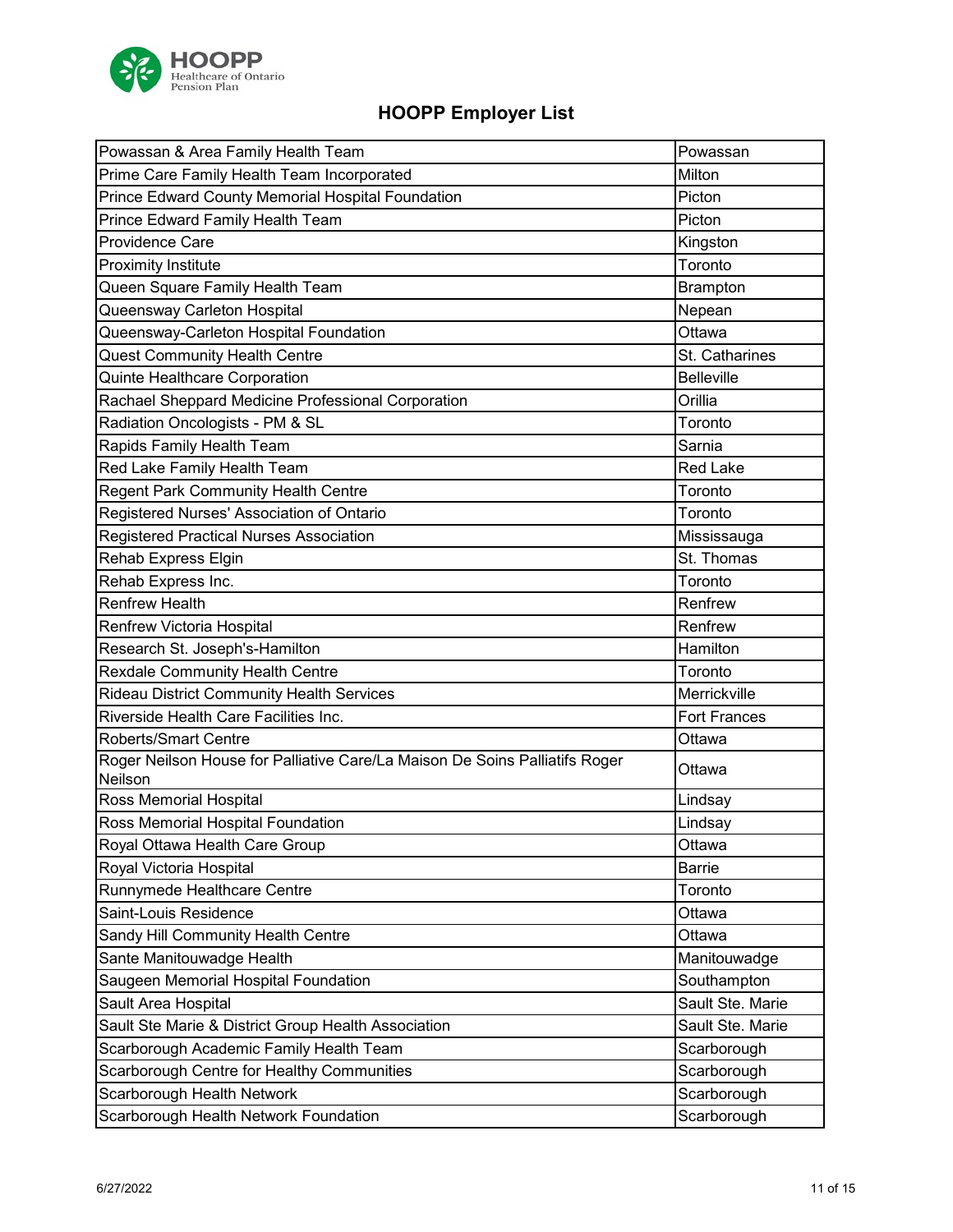# HOOPP Employer List

| | |
|---|---|
| Powassan & Area Family Health Team | Powassan |
| Prime Care Family Health Team Incorporated | Milton |
| Prince Edward County Memorial Hospital Foundation | Picton |
| Prince Edward Family Health Team | Picton |
| Providence Care | Kingston |
| Proximity Institute | Toronto |
| Queen Square Family Health Team | Brampton |
| Queensway Carleton Hospital | Nepean |
| Queensway-Carleton Hospital Foundation | Ottawa |
| Quest Community Health Centre | St. Catharines |
| Quinte Healthcare Corporation | Belleville |
| Rachael Sheppard Medicine Professional Corporation | Orillia |
| Radiation Oncologists - PM & SL | Toronto |
| Rapids Family Health Team | Sarnia |
| Red Lake Family Health Team | Red Lake |
| Regent Park Community Health Centre | Toronto |
| Registered Nurses' Association of Ontario | Toronto |
| Registered Practical Nurses Association | Mississauga |
| Rehab Express Elgin | St. Thomas |
| Rehab Express Inc. | Toronto |
| Renfrew Health | Renfrew |
| Renfrew Victoria Hospital | Renfrew |
| Research St. Joseph's-Hamilton | Hamilton |
| Rexdale Community Health Centre | Toronto |
| Rideau District Community Health Services | Merrickville |
| Riverside Health Care Facilities Inc. | Fort Frances |
| Roberts/Smart Centre | Ottawa |
| Roger Neilson House for Palliative Care/La Maison De Soins Palliatifs Roger Neilson | Ottawa |
| Ross Memorial Hospital | Lindsay |
| Ross Memorial Hospital Foundation | Lindsay |
| Royal Ottawa Health Care Group | Ottawa |
| Royal Victoria Hospital | Barrie |
| Runnymede Healthcare Centre | Toronto |
| Saint-Louis Residence | Ottawa |
| Sandy Hill Community Health Centre | Ottawa |
| Sante Manitouwadge Health | Manitouwadge |
| Saugeen Memorial Hospital Foundation | Southampton |
| Sault Area Hospital | Sault Ste. Marie |
| Sault Ste Marie & District Group Health Association | Sault Ste. Marie |
| Scarborough Academic Family Health Team | Scarborough |
| Scarborough Centre for Healthy Communities | Scarborough |
| Scarborough Health Network | Scarborough |
| Scarborough Health Network Foundation | Scarborough |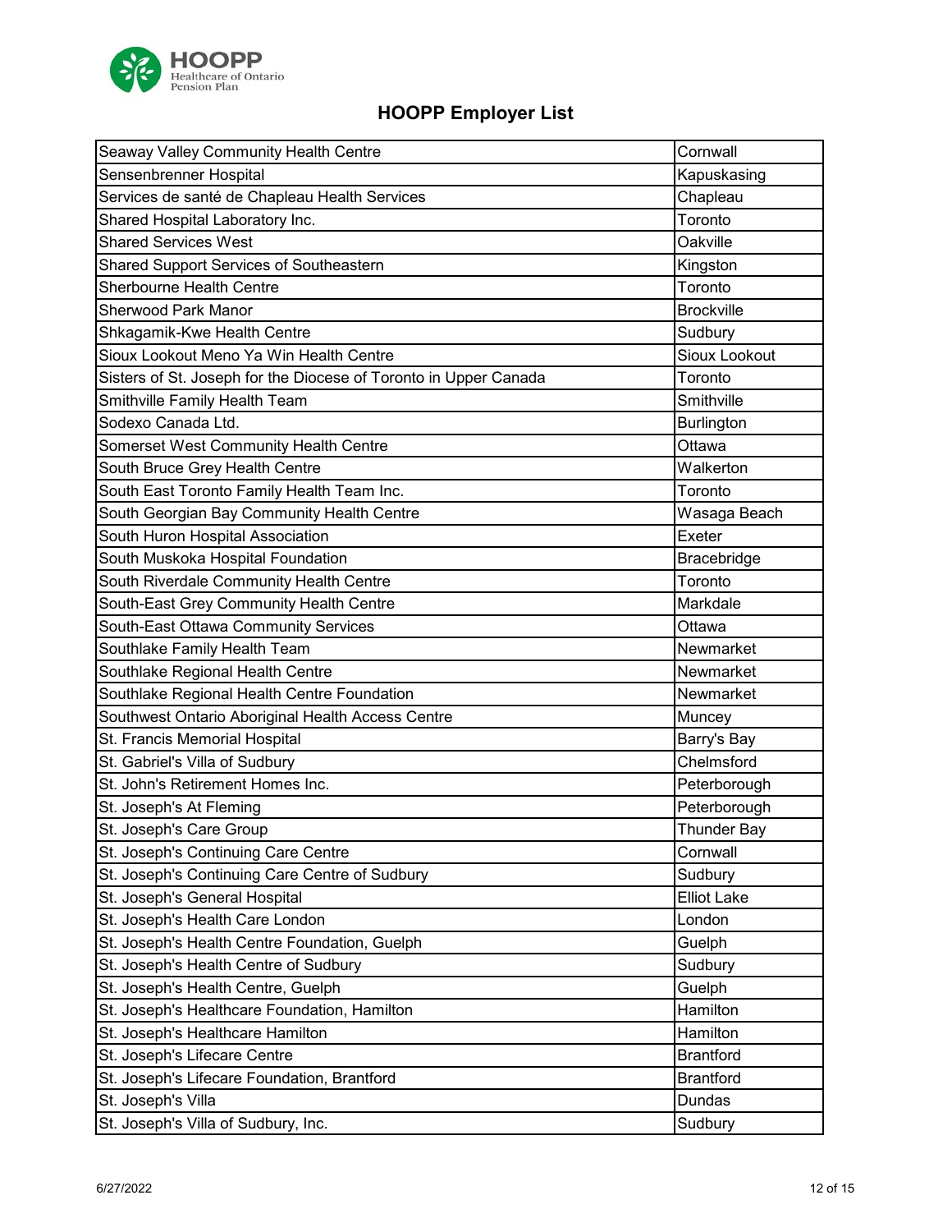# HOOPP Employer List

| Employer | Location |
| --- | --- |
| Seaway Valley Community Health Centre | Cornwall |
| Sensenbrenner Hospital | Kapuskasing |
| Services de santé de Chapleau Health Services | Chapleau |
| Shared Hospital Laboratory Inc. | Toronto |
| Shared Services West | Oakville |
| Shared Support Services of Southeastern | Kingston |
| Sherbourne Health Centre | Toronto |
| Sherwood Park Manor | Brockville |
| Shkagamik-Kwe Health Centre | Sudbury |
| Sioux Lookout Meno Ya Win Health Centre | Sioux Lookout |
| Sisters of St. Joseph for the Diocese of Toronto in Upper Canada | Toronto |
| Smithville Family Health Team | Smithville |
| Sodexo Canada Ltd. | Burlington |
| Somerset West Community Health Centre | Ottawa |
| South Bruce Grey Health Centre | Walkerton |
| South East Toronto Family Health Team Inc. | Toronto |
| South Georgian Bay Community Health Centre | Wasaga Beach |
| South Huron Hospital Association | Exeter |
| South Muskoka Hospital Foundation | Bracebridge |
| South Riverdale Community Health Centre | Toronto |
| South-East Grey Community Health Centre | Markdale |
| South-East Ottawa Community Services | Ottawa |
| Southlake Family Health Team | Newmarket |
| Southlake Regional Health Centre | Newmarket |
| Southlake Regional Health Centre Foundation | Newmarket |
| Southwest Ontario Aboriginal Health Access Centre | Muncey |
| St. Francis Memorial Hospital | Barry's Bay |
| St. Gabriel's Villa of Sudbury | Chelmsford |
| St. John's Retirement Homes Inc. | Peterborough |
| St. Joseph's At Fleming | Peterborough |
| St. Joseph's Care Group | Thunder Bay |
| St. Joseph's Continuing Care Centre | Cornwall |
| St. Joseph's Continuing Care Centre of Sudbury | Sudbury |
| St. Joseph's General Hospital | Elliot Lake |
| St. Joseph's Health Care London | London |
| St. Joseph's Health Centre Foundation, Guelph | Guelph |
| St. Joseph's Health Centre of Sudbury | Sudbury |
| St. Joseph's Health Centre, Guelph | Guelph |
| St. Joseph's Healthcare Foundation, Hamilton | Hamilton |
| St. Joseph's Healthcare Hamilton | Hamilton |
| St. Joseph's Lifecare Centre | Brantford |
| St. Joseph's Lifecare Foundation, Brantford | Brantford |
| St. Joseph's Villa | Dundas |
| St. Joseph's Villa of Sudbury, Inc. | Sudbury |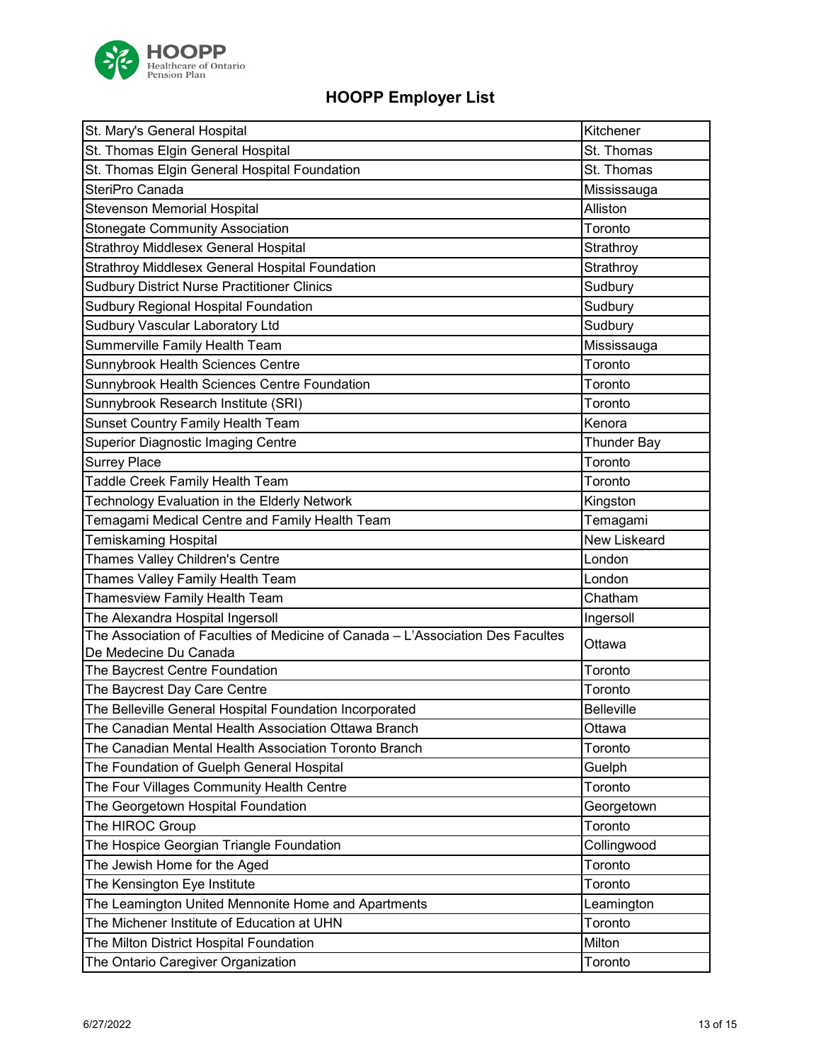# HOOPP Employer List

| | |
|---|---|
| St. Mary's General Hospital | Kitchener |
| St. Thomas Elgin General Hospital | St. Thomas |
| St. Thomas Elgin General Hospital Foundation | St. Thomas |
| SteriPro Canada | Mississauga |
| Stevenson Memorial Hospital | Alliston |
| Stonegate Community Association | Toronto |
| Strathroy Middlesex General Hospital | Strathroy |
| Strathroy Middlesex General Hospital Foundation | Strathroy |
| Sudbury District Nurse Practitioner Clinics | Sudbury |
| Sudbury Regional Hospital Foundation | Sudbury |
| Sudbury Vascular Laboratory Ltd | Sudbury |
| Summerville Family Health Team | Mississauga |
| Sunnybrook Health Sciences Centre | Toronto |
| Sunnybrook Health Sciences Centre Foundation | Toronto |
| Sunnybrook Research Institute (SRI) | Toronto |
| Sunset Country Family Health Team | Kenora |
| Superior Diagnostic Imaging Centre | Thunder Bay |
| Surrey Place | Toronto |
| Taddle Creek Family Health Team | Toronto |
| Technology Evaluation in the Elderly Network | Kingston |
| Temagami Medical Centre and Family Health Team | Temagami |
| Temiskaming Hospital | New Liskeard |
| Thames Valley Children's Centre | London |
| Thames Valley Family Health Team | London |
| Thamesview Family Health Team | Chatham |
| The Alexandra Hospital Ingersoll | Ingersoll |
| The Association of Faculties of Medicine of Canada – L'Association Des Facultes De Medecine Du Canada | Ottawa |
| The Baycrest Centre Foundation | Toronto |
| The Baycrest Day Care Centre | Toronto |
| The Belleville General Hospital Foundation Incorporated | Belleville |
| The Canadian Mental Health Association Ottawa Branch | Ottawa |
| The Canadian Mental Health Association Toronto Branch | Toronto |
| The Foundation of Guelph General Hospital | Guelph |
| The Four Villages Community Health Centre | Toronto |
| The Georgetown Hospital Foundation | Georgetown |
| The HIROC Group | Toronto |
| The Hospice Georgian Triangle Foundation | Collingwood |
| The Jewish Home for the Aged | Toronto |
| The Kensington Eye Institute | Toronto |
| The Leamington United Mennonite Home and Apartments | Leamington |
| The Michener Institute of Education at UHN | Toronto |
| The Milton District Hospital Foundation | Milton |
| The Ontario Caregiver Organization | Toronto |

6/27/2022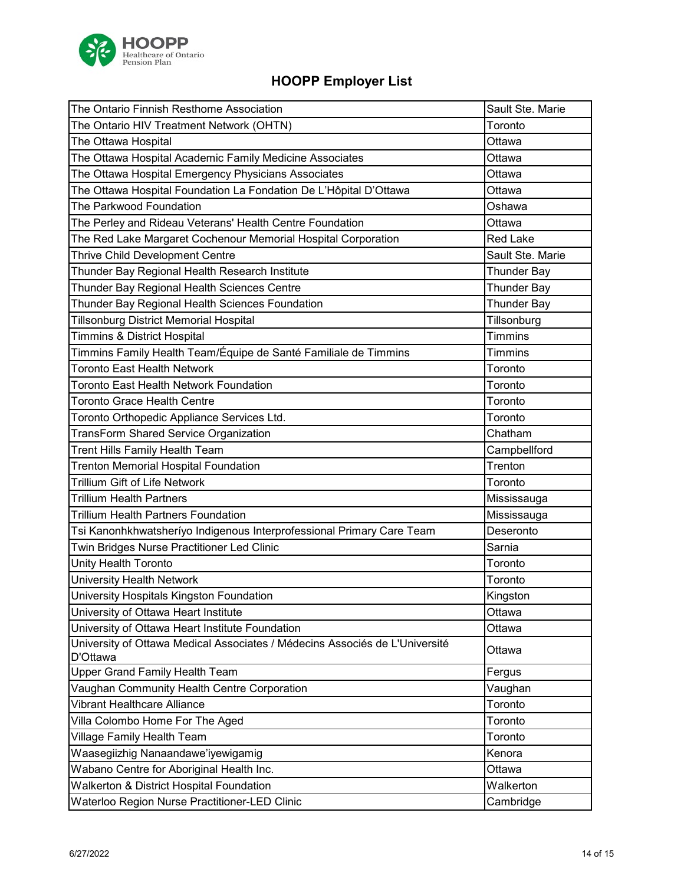# HOOPP Employer List

| | |
|---|---|
| The Ontario Finnish Resthome Association | Sault Ste. Marie |
| The Ontario HIV Treatment Network (OHTN) | Toronto |
| The Ottawa Hospital | Ottawa |
| The Ottawa Hospital Academic Family Medicine Associates | Ottawa |
| The Ottawa Hospital Emergency Physicians Associates | Ottawa |
| The Ottawa Hospital Foundation La Fondation De L'Hôpital D'Ottawa | Ottawa |
| The Parkwood Foundation | Oshawa |
| The Perley and Rideau Veterans' Health Centre Foundation | Ottawa |
| The Red Lake Margaret Cochenour Memorial Hospital Corporation | Red Lake |
| Thrive Child Development Centre | Sault Ste. Marie |
| Thunder Bay Regional Health Research Institute | Thunder Bay |
| Thunder Bay Regional Health Sciences Centre | Thunder Bay |
| Thunder Bay Regional Health Sciences Foundation | Thunder Bay |
| Tillsonburg District Memorial Hospital | Tillsonburg |
| Timmins & District Hospital | Timmins |
| Timmins Family Health Team/Équipe de Santé Familiale de Timmins | Timmins |
| Toronto East Health Network | Toronto |
| Toronto East Health Network Foundation | Toronto |
| Toronto Grace Health Centre | Toronto |
| Toronto Orthopedic Appliance Services Ltd. | Toronto |
| TransForm Shared Service Organization | Chatham |
| Trent Hills Family Health Team | Campbellford |
| Trenton Memorial Hospital Foundation | Trenton |
| Trillium Gift of Life Network | Toronto |
| Trillium Health Partners | Mississauga |
| Trillium Health Partners Foundation | Mississauga |
| Tsi Kanonhkhwatsheríyo Indigenous Interprofessional Primary Care Team | Deseronto |
| Twin Bridges Nurse Practitioner Led Clinic | Sarnia |
| Unity Health Toronto | Toronto |
| University Health Network | Toronto |
| University Hospitals Kingston Foundation | Kingston |
| University of Ottawa Heart Institute | Ottawa |
| University of Ottawa Heart Institute Foundation | Ottawa |
| University of Ottawa Medical Associates / Médecins Associés de L'Université D'Ottawa | Ottawa |
| Upper Grand Family Health Team | Fergus |
| Vaughan Community Health Centre Corporation | Vaughan |
| Vibrant Healthcare Alliance | Toronto |
| Villa Colombo Home For The Aged | Toronto |
| Village Family Health Team | Toronto |
| Waasegiizhig Nanaandawe'iyewigamig | Kenora |
| Wabano Centre for Aboriginal Health Inc. | Ottawa |
| Walkerton & District Hospital Foundation | Walkerton |
| Waterloo Region Nurse Practitioner-LED Clinic | Cambridge |

6/27/2022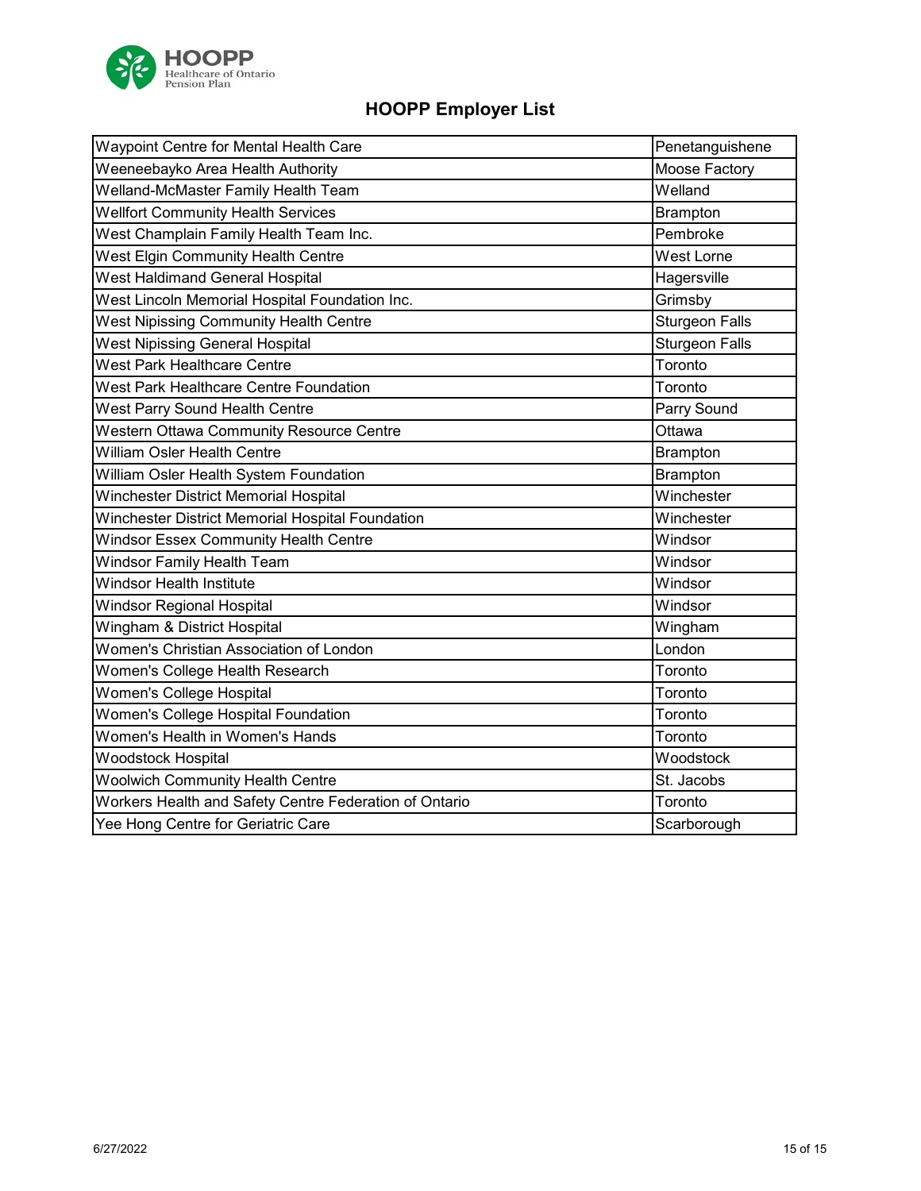# HOOPP Employer List

| | |
|---|---|
| Waypoint Centre for Mental Health Care | Penetanguishene |
| Weeneebayko Area Health Authority | Moose Factory |
| Welland-McMaster Family Health Team | Welland |
| Wellfort Community Health Services | Brampton |
| West Champlain Family Health Team Inc. | Pembroke |
| West Elgin Community Health Centre | West Lorne |
| West Haldimand General Hospital | Hagersville |
| West Lincoln Memorial Hospital Foundation Inc. | Grimsby |
| West Nipissing Community Health Centre | Sturgeon Falls |
| West Nipissing General Hospital | Sturgeon Falls |
| West Park Healthcare Centre | Toronto |
| West Park Healthcare Centre Foundation | Toronto |
| West Parry Sound Health Centre | Parry Sound |
| Western Ottawa Community Resource Centre | Ottawa |
| William Osler Health Centre | Brampton |
| William Osler Health System Foundation | Brampton |
| Winchester District Memorial Hospital | Winchester |
| Winchester District Memorial Hospital Foundation | Winchester |
| Windsor Essex Community Health Centre | Windsor |
| Windsor Family Health Team | Windsor |
| Windsor Health Institute | Windsor |
| Windsor Regional Hospital | Windsor |
| Wingham & District Hospital | Wingham |
| Women's Christian Association of London | London |
| Women's College Health Research | Toronto |
| Women's College Hospital | Toronto |
| Women's College Hospital Foundation | Toronto |
| Women's Health in Women's Hands | Toronto |
| Woodstock Hospital | Woodstock |
| Woolwich Community Health Centre | St. Jacobs |
| Workers Health and Safety Centre Federation of Ontario | Toronto |
| Yee Hong Centre for Geriatric Care | Scarborough |

6/27/2022